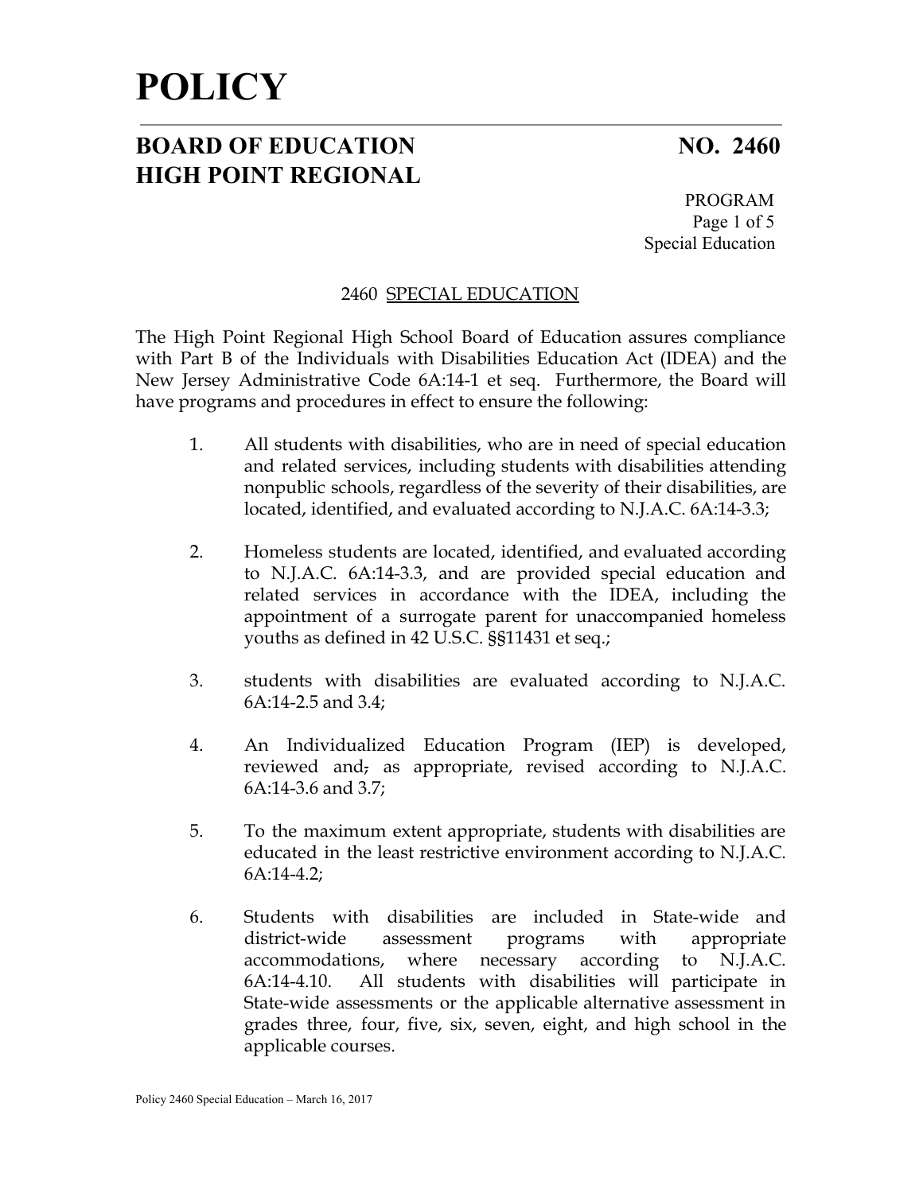# POLICY

## BOARD OF EDUCATION NO. 2460
## HIGH POINT REGIONAL

PROGRAM
Special Education

### 2460 SPECIAL EDUCATION

The High Point Regional High School Board of Education assures compliance with Part B of the Individuals with Disabilities Education Act (IDEA) and the New Jersey Administrative Code 6A:14-1 et seq. Furthermore, the Board will have programs and procedures in effect to ensure the following:

1. All students with disabilities, who are in need of special education and related services, including students with disabilities attending nonpublic schools, regardless of the severity of their disabilities, are located, identified, and evaluated according to N.J.A.C. 6A:14-3.3;

2. Homeless students are located, identified, and evaluated according to N.J.A.C. 6A:14-3.3, and are provided special education and related services in accordance with the IDEA, including the appointment of a surrogate parent for unaccompanied homeless youths as defined in 42 U.S.C. §§11431 et seq.;

3. students with disabilities are evaluated according to N.J.A.C. 6A:14-2.5 and 3.4;

4. An Individualized Education Program (IEP) is developed, reviewed and, as appropriate, revised according to N.J.A.C. 6A:14-3.6 and 3.7;

5. To the maximum extent appropriate, students with disabilities are educated in the least restrictive environment according to N.J.A.C. 6A:14-4.2;

6. Students with disabilities are included in State-wide and district-wide assessment programs with appropriate accommodations, where necessary according to N.J.A.C. 6A:14-4.10. All students with disabilities will participate in State-wide assessments or the applicable alternative assessment in grades three, four, five, six, seven, eight, and high school in the applicable courses.

Policy 2460 Special Education – March 16, 2017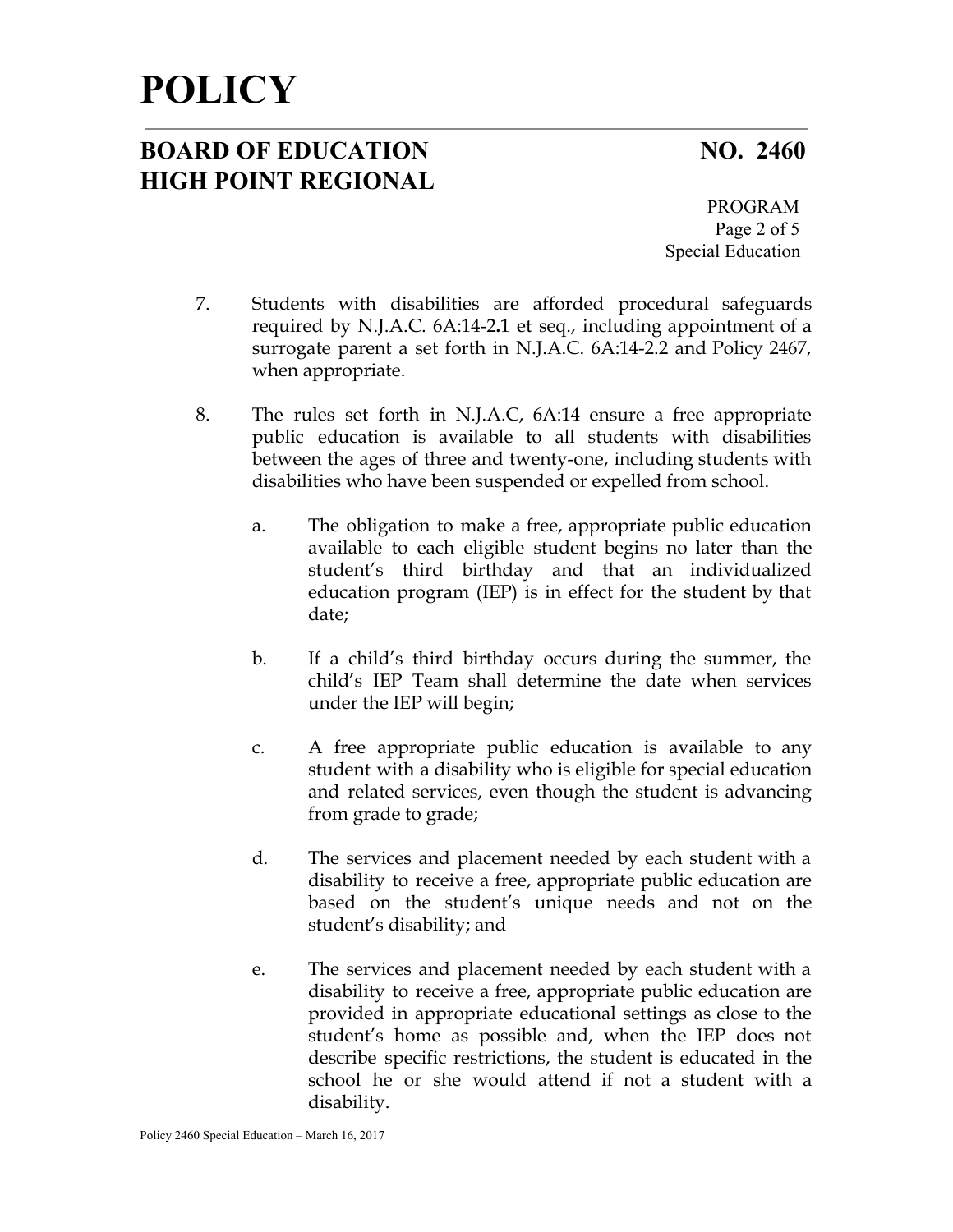7. Students with disabilities are afforded procedural safeguards required by N.J.A.C. 6A:14-2.1 et seq., including appointment of a surrogate parent a set forth in N.J.A.C. 6A:14-2.2 and Policy 2467, when appropriate.

8. The rules set forth in N.J.A.C, 6A:14 ensure a free appropriate public education is available to all students with disabilities between the ages of three and twenty-one, including students with disabilities who have been suspended or expelled from school.

   a. The obligation to make a free, appropriate public education available to each eligible student begins no later than the student's third birthday and that an individualized education program (IEP) is in effect for the student by that date;

   b. If a child's third birthday occurs during the summer, the child's IEP Team shall determine the date when services under the IEP will begin;

   c. A free appropriate public education is available to any student with a disability who is eligible for special education and related services, even though the student is advancing from grade to grade;

   d. The services and placement needed by each student with a disability to receive a free, appropriate public education are based on the student's unique needs and not on the student's disability; and

   e. The services and placement needed by each student with a disability to receive a free, appropriate public education are provided in appropriate educational settings as close to the student's home as possible and, when the IEP does not describe specific restrictions, the student is educated in the school he or she would attend if not a student with a disability.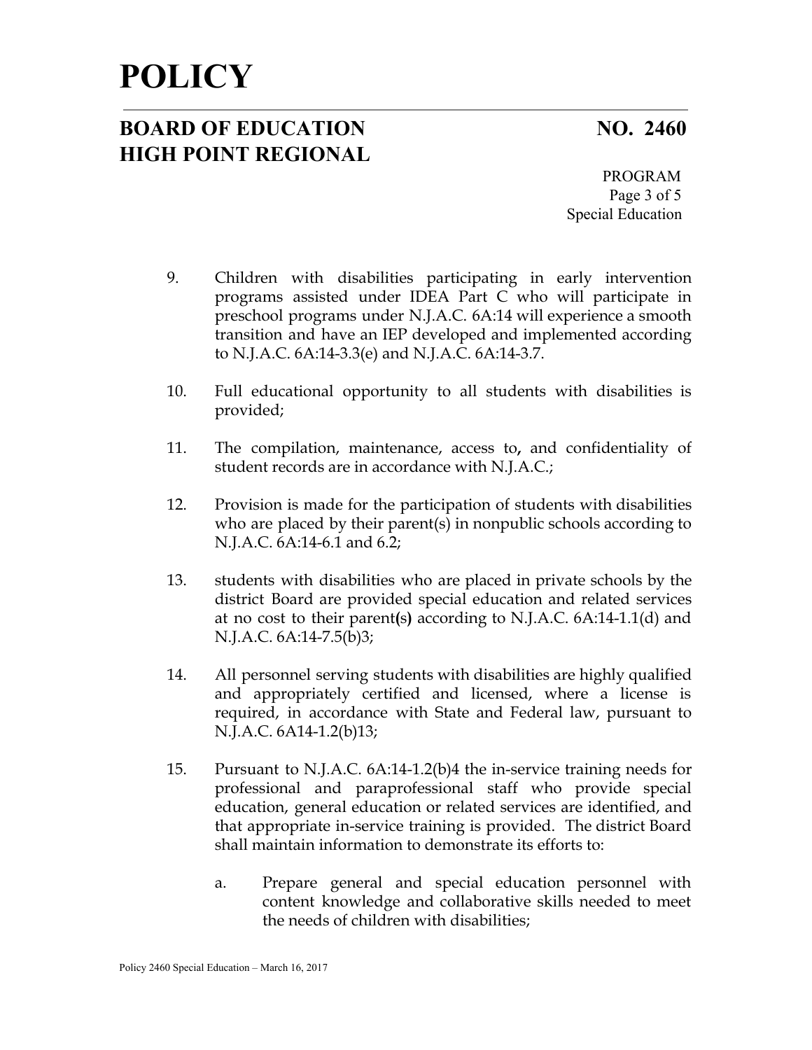9. Children with disabilities participating in early intervention programs assisted under IDEA Part C who will participate in preschool programs under N.J.A.C. 6A:14 will experience a smooth transition and have an IEP developed and implemented according to N.J.A.C. 6A:14-3.3(e) and N.J.A.C. 6A:14-3.7.

10. Full educational opportunity to all students with disabilities is provided;

11. The compilation, maintenance, access to, and confidentiality of student records are in accordance with N.J.A.C.;

12. Provision is made for the participation of students with disabilities who are placed by their parent(s) in nonpublic schools according to N.J.A.C. 6A:14-6.1 and 6.2;

13. students with disabilities who are placed in private schools by the district Board are provided special education and related services at no cost to their parent(s) according to N.J.A.C. 6A:14-1.1(d) and N.J.A.C. 6A:14-7.5(b)3;

14. All personnel serving students with disabilities are highly qualified and appropriately certified and licensed, where a license is required, in accordance with State and Federal law, pursuant to N.J.A.C. 6A14-1.2(b)13;

15. Pursuant to N.J.A.C. 6A:14-1.2(b)4 the in-service training needs for professional and paraprofessional staff who provide special education, general education or related services are identified, and that appropriate in-service training is provided. The district Board shall maintain information to demonstrate its efforts to:

    a. Prepare general and special education personnel with content knowledge and collaborative skills needed to meet the needs of children with disabilities;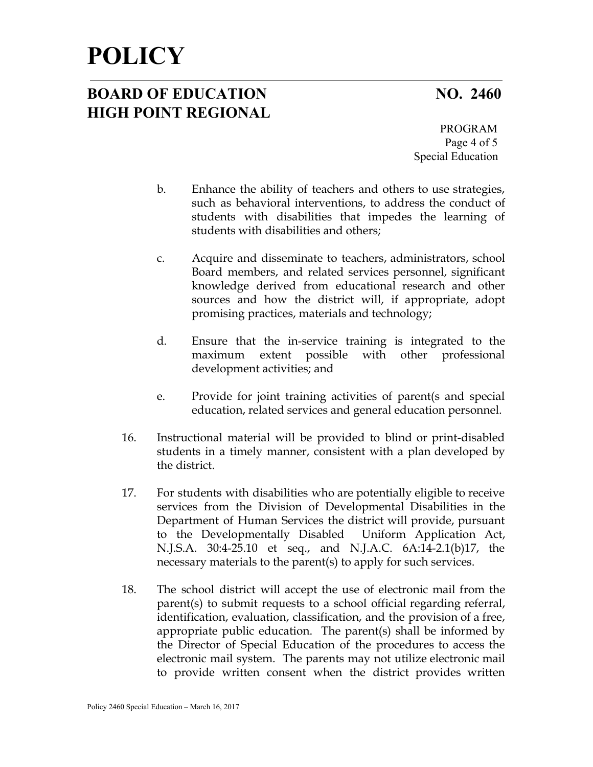b. Enhance the ability of teachers and others to use strategies, such as behavioral interventions, to address the conduct of students with disabilities that impedes the learning of students with disabilities and others;

c. Acquire and disseminate to teachers, administrators, school Board members, and related services personnel, significant knowledge derived from educational research and other sources and how the district will, if appropriate, adopt promising practices, materials and technology;

d. Ensure that the in-service training is integrated to the maximum extent possible with other professional development activities; and

e. Provide for joint training activities of parent(s and special education, related services and general education personnel.

16. Instructional material will be provided to blind or print-disabled students in a timely manner, consistent with a plan developed by the district.

17. For students with disabilities who are potentially eligible to receive services from the Division of Developmental Disabilities in the Department of Human Services the district will provide, pursuant to the Developmentally Disabled Uniform Application Act, N.J.S.A. 30:4-25.10 et seq., and N.J.A.C. 6A:14-2.1(b)17, the necessary materials to the parent(s) to apply for such services.

18. The school district will accept the use of electronic mail from the parent(s) to submit requests to a school official regarding referral, identification, evaluation, classification, and the provision of a free, appropriate public education. The parent(s) shall be informed by the Director of Special Education of the procedures to access the electronic mail system. The parents may not utilize electronic mail to provide written consent when the district provides written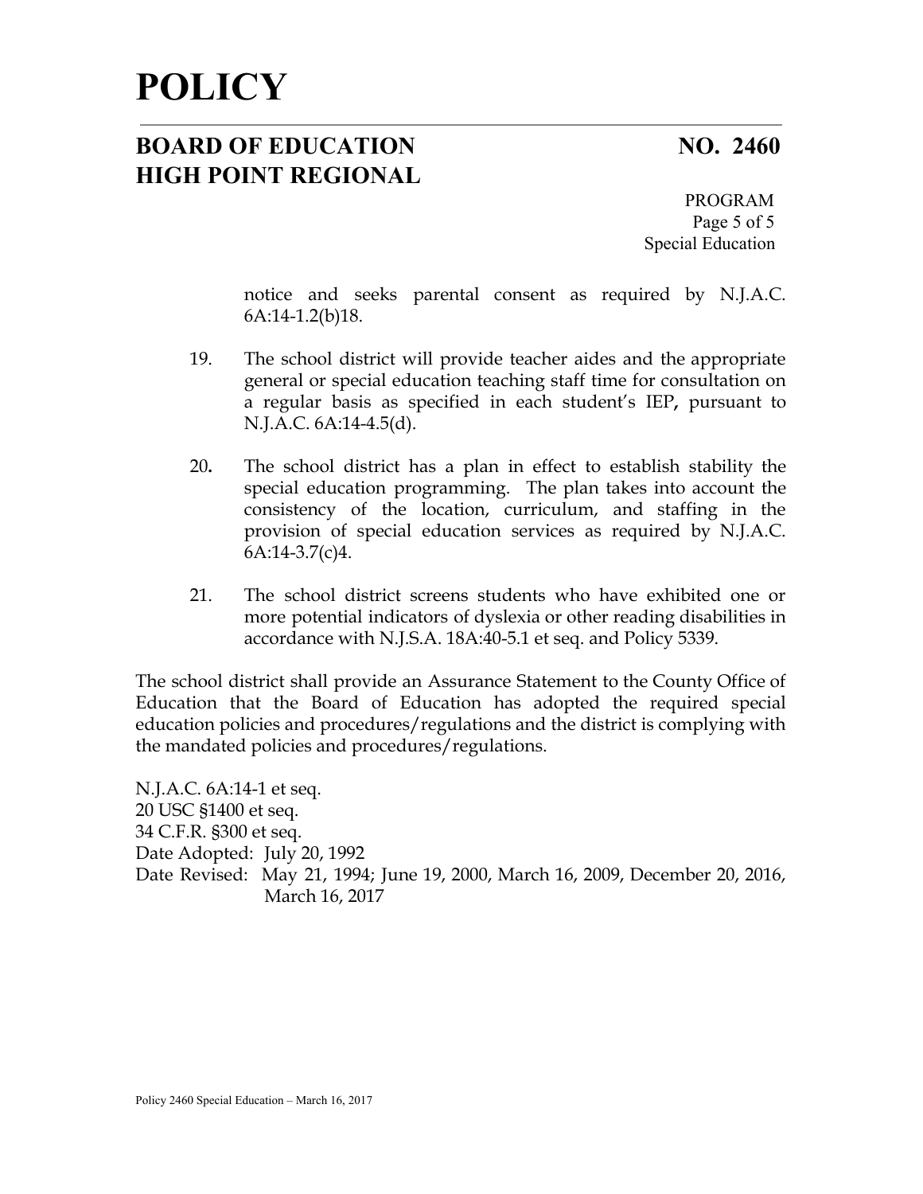notice and seeks parental consent as required by N.J.A.C. 6A:14-1.2(b)18.

19. The school district will provide teacher aides and the appropriate general or special education teaching staff time for consultation on a regular basis as specified in each student's IEP, pursuant to N.J.A.C. 6A:14-4.5(d).

20. The school district has a plan in effect to establish stability the special education programming. The plan takes into account the consistency of the location, curriculum, and staffing in the provision of special education services as required by N.J.A.C. 6A:14-3.7(c)4.

21. The school district screens students who have exhibited one or more potential indicators of dyslexia or other reading disabilities in accordance with N.J.S.A. 18A:40-5.1 et seq. and Policy 5339.

The school district shall provide an Assurance Statement to the County Office of Education that the Board of Education has adopted the required special education policies and procedures/regulations and the district is complying with the mandated policies and procedures/regulations.

N.J.A.C. 6A:14-1 et seq.
20 USC §1400 et seq.
34 C.F.R. §300 et seq.
Date Adopted: July 20, 1992
Date Revised: May 21, 1994; June 19, 2000, March 16, 2009, December 20, 2016, March 16, 2017